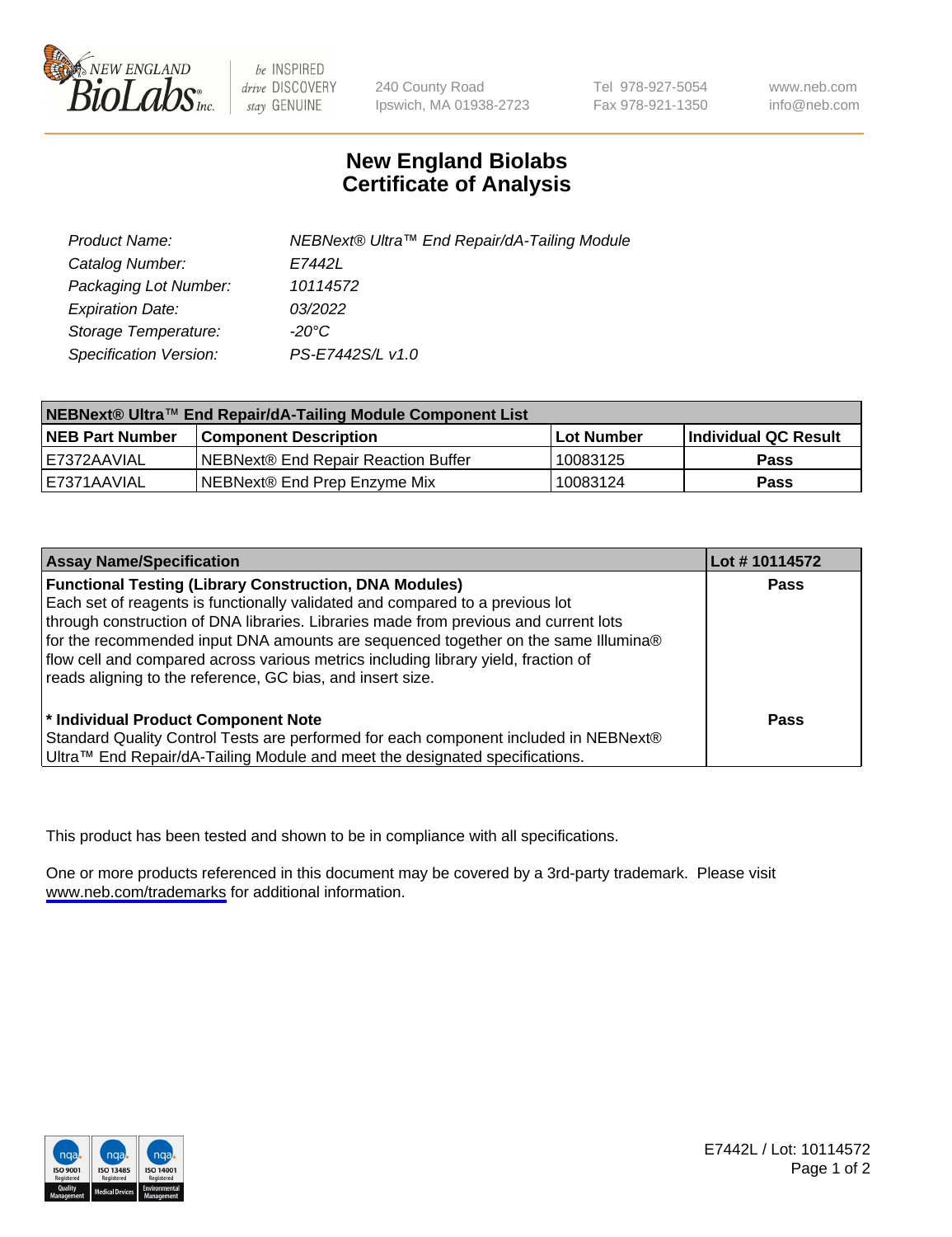New England BioLabs Inc. — be INSPIRED drive DISCOVERY stay GENUINE

240 County Road
Ipswich, MA 01938-2723

Tel 978-927-5054
Fax 978-921-1350

www.neb.com
info@neb.com

# New England Biolabs
# Certificate of Analysis

| | |
|---|---|
| *Product Name:* | *NEBNext® Ultra™ End Repair/dA-Tailing Module* |
| *Catalog Number:* | *E7442L* |
| *Packaging Lot Number:* | *10114572* |
| *Expiration Date:* | *03/2022* |
| *Storage Temperature:* | *-20°C* |
| *Specification Version:* | *PS-E7442S/L v1.0* |

| **NEBNext® Ultra™ End Repair/dA-Tailing Module Component List** | | | |
|---|---|---|---|
| **NEB Part Number** | **Component Description** | **Lot Number** | **Individual QC Result** |
| E7372AAVIAL | NEBNext® End Repair Reaction Buffer | 10083125 | **Pass** |
| E7371AAVIAL | NEBNext® End Prep Enzyme Mix | 10083124 | **Pass** |

| **Assay Name/Specification** | **Lot # 10114572** |
|---|---|
| **Functional Testing (Library Construction, DNA Modules)** Each set of reagents is functionally validated and compared to a previous lot through construction of DNA libraries. Libraries made from previous and current lots for the recommended input DNA amounts are sequenced together on the same Illumina® flow cell and compared across various metrics including library yield, fraction of reads aligning to the reference, GC bias, and insert size. | **Pass** |
| **\* Individual Product Component Note** Standard Quality Control Tests are performed for each component included in NEBNext® Ultra™ End Repair/dA-Tailing Module and meet the designated specifications. | **Pass** |

This product has been tested and shown to be in compliance with all specifications.

One or more products referenced in this document may be covered by a 3rd-party trademark. Please visit www.neb.com/trademarks for additional information.

E7442L / Lot: 10114572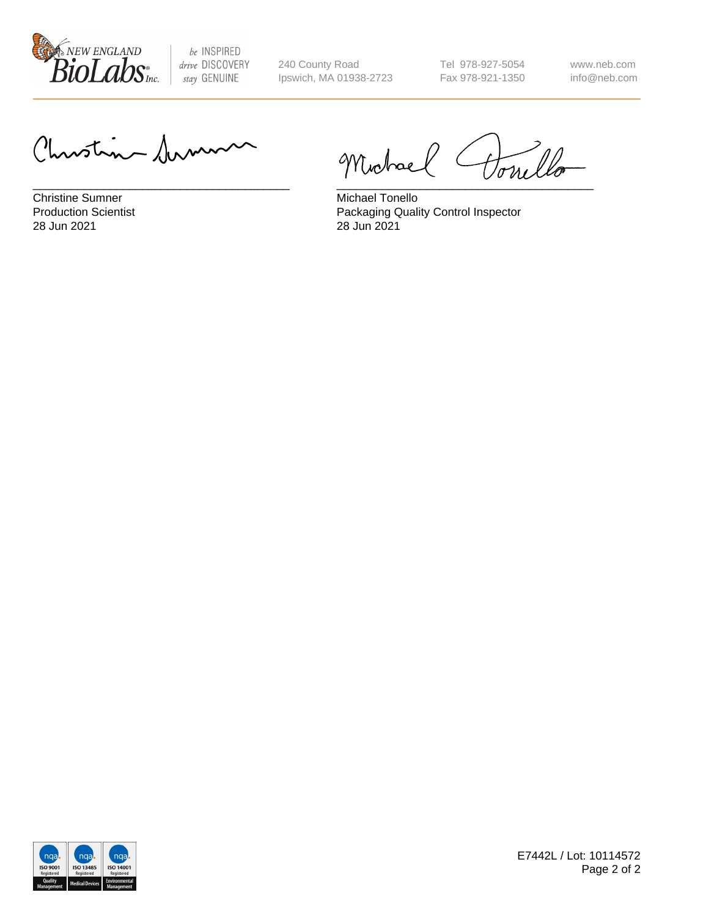240 County Road
Ipswich, MA 01938-2723

Tel 978-927-5054
Fax 978-921-1350

www.neb.com
info@neb.com

Christine Sumner
Production Scientist
28 Jun 2021

Michael Tonello
Packaging Quality Control Inspector
28 Jun 2021

E7442L / Lot: 10114572